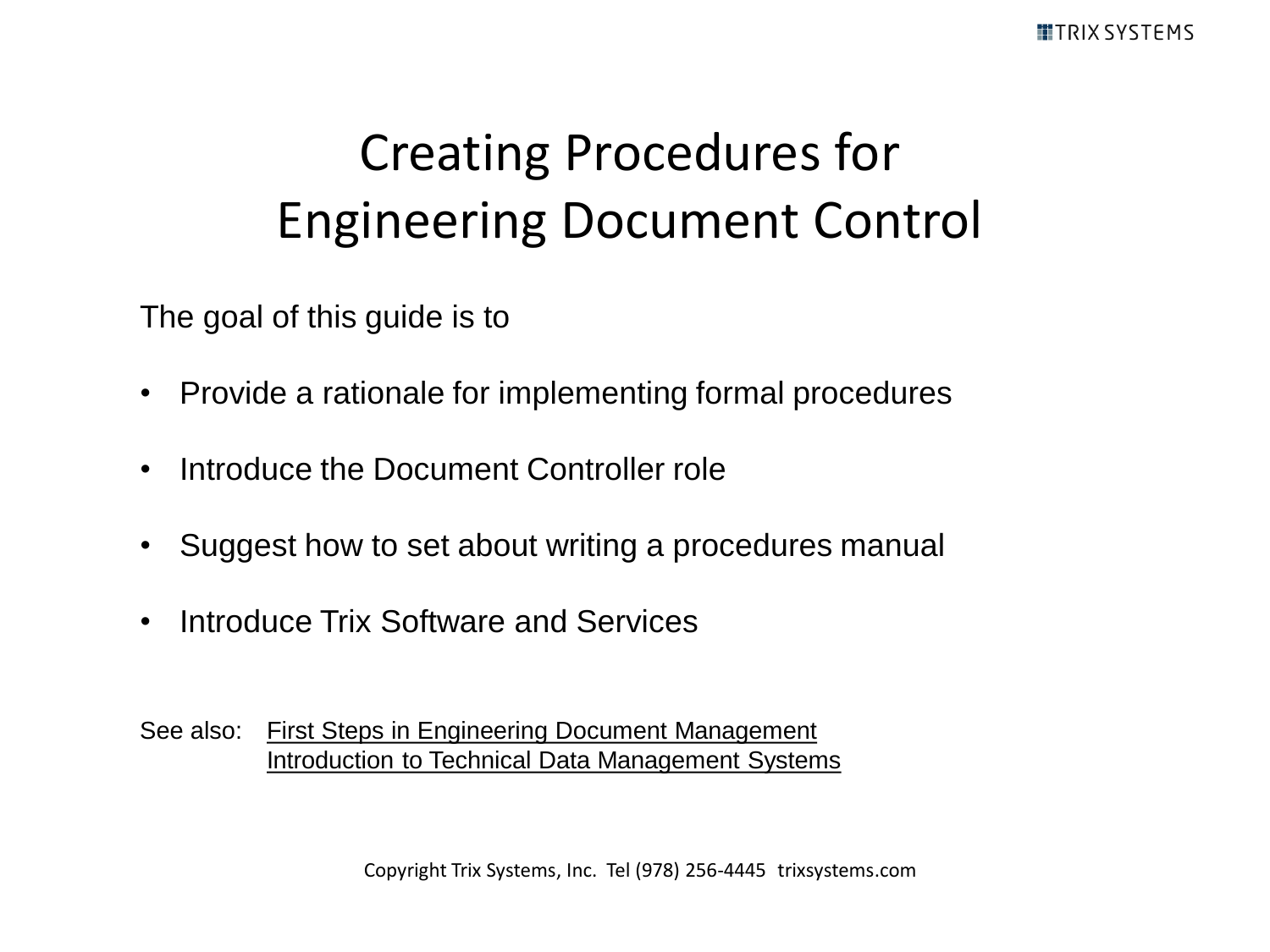# Creating Procedures for Engineering Document Control

The goal of this guide is to

- Provide a rationale for implementing formal procedures
- Introduce the Document Controller role
- Suggest how to set about writing a procedures manual
- Introduce Trix Software and Services

See also: First Steps in Engineering Document Management
Introduction to Technical Data Management Systems

Copyright Trix Systems, Inc. Tel (978) 256-4445 trixsystems.com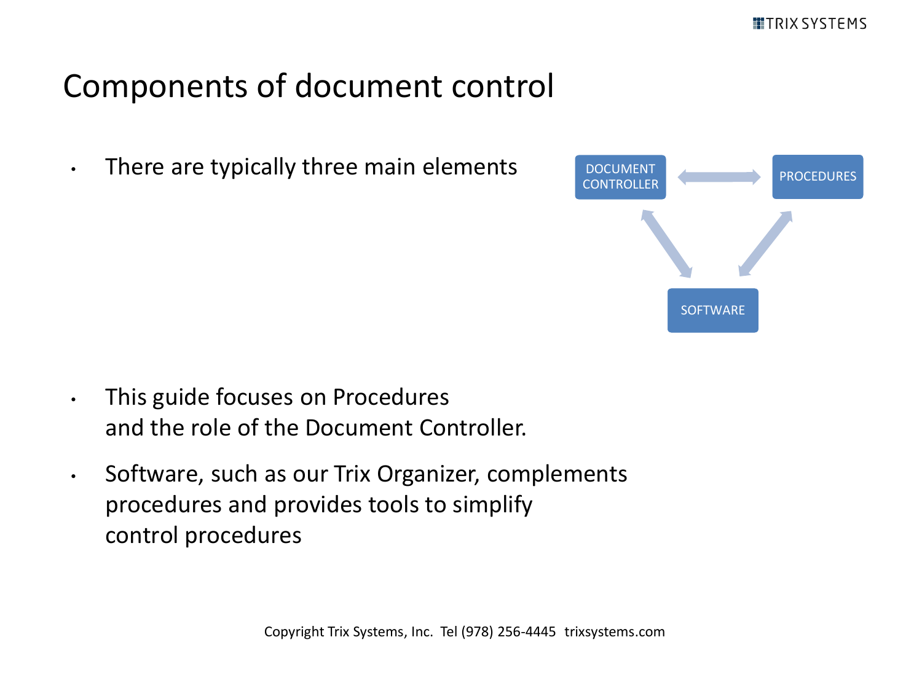# Components of document control

- There are typically three main elements

DOCUMENT CONTROLLER ↔ PROCEDURES ↔ SOFTWARE

- This guide focuses on Procedures and the role of the Document Controller.
- Software, such as our Trix Organizer, complements procedures and provides tools to simplify control procedures

Copyright Trix Systems, Inc. Tel (978) 256-4445 trixsystems.com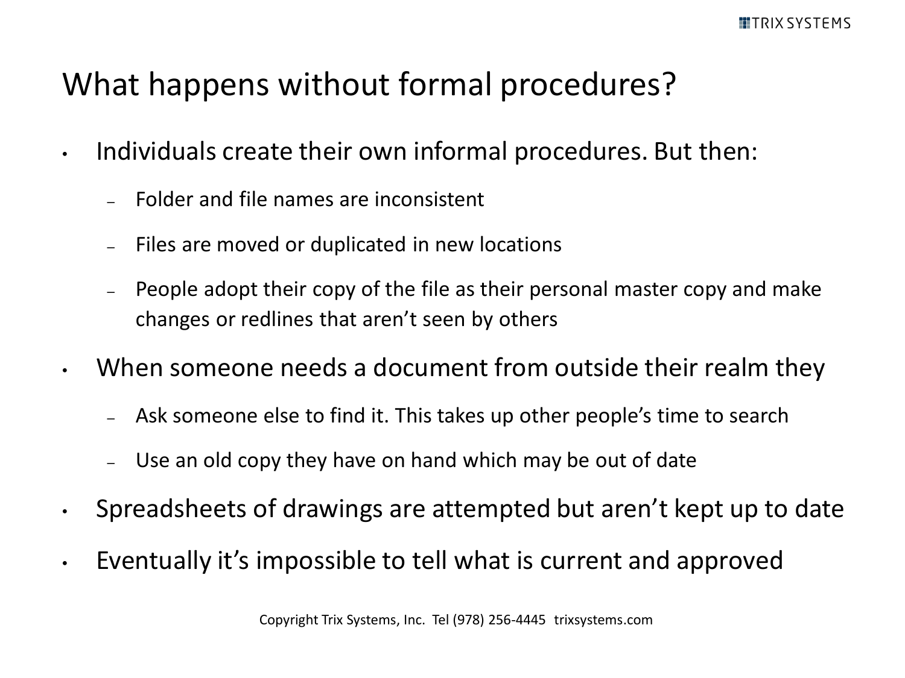# What happens without formal procedures?

- Individuals create their own informal procedures. But then:
  - Folder and file names are inconsistent
  - Files are moved or duplicated in new locations
  - People adopt their copy of the file as their personal master copy and make changes or redlines that aren't seen by others
- When someone needs a document from outside their realm they
  - Ask someone else to find it. This takes up other people's time to search
  - Use an old copy they have on hand which may be out of date
- Spreadsheets of drawings are attempted but aren't kept up to date
- Eventually it's impossible to tell what is current and approved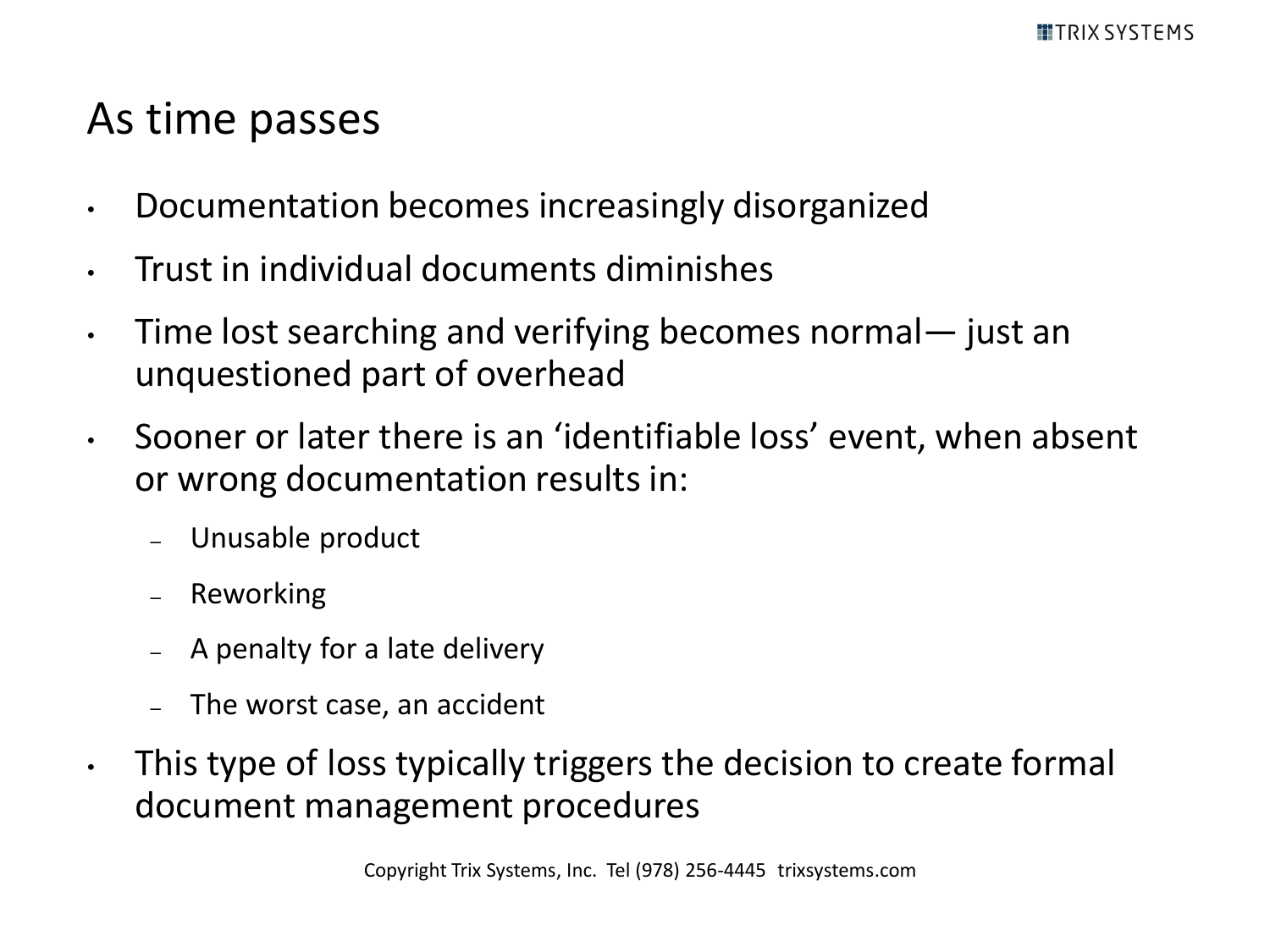# As time passes

- Documentation becomes increasingly disorganized
- Trust in individual documents diminishes
- Time lost searching and verifying becomes normal— just an unquestioned part of overhead
- Sooner or later there is an 'identifiable loss' event, when absent or wrong documentation results in:
  - Unusable product
  - Reworking
  - A penalty for a late delivery
  - The worst case, an accident
- This type of loss typically triggers the decision to create formal document management procedures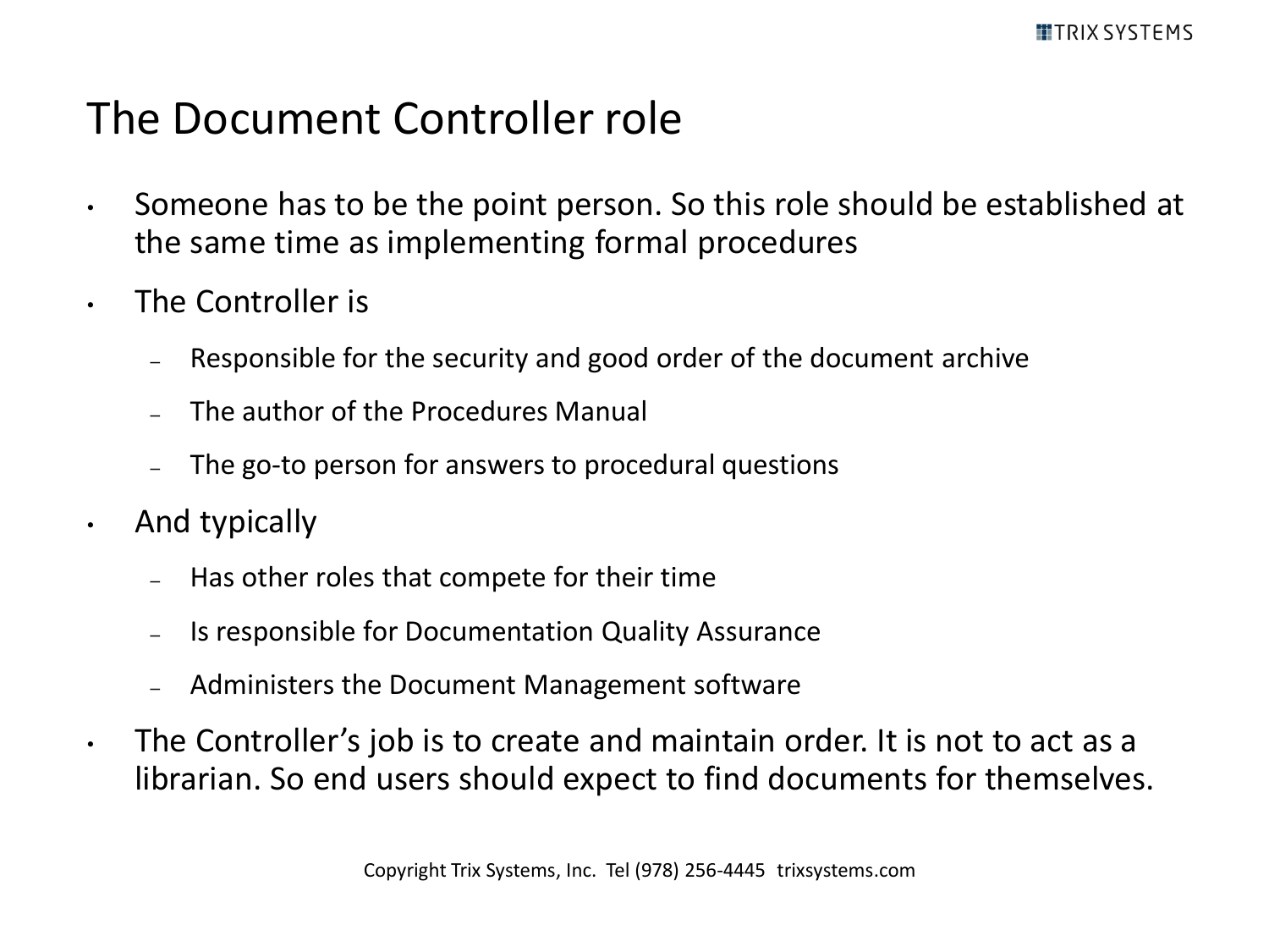# The Document Controller role

- Someone has to be the point person. So this role should be established at the same time as implementing formal procedures
- The Controller is
  - Responsible for the security and good order of the document archive
  - The author of the Procedures Manual
  - The go-to person for answers to procedural questions
- And typically
  - Has other roles that compete for their time
  - Is responsible for Documentation Quality Assurance
  - Administers the Document Management software
- The Controller's job is to create and maintain order. It is not to act as a librarian. So end users should expect to find documents for themselves.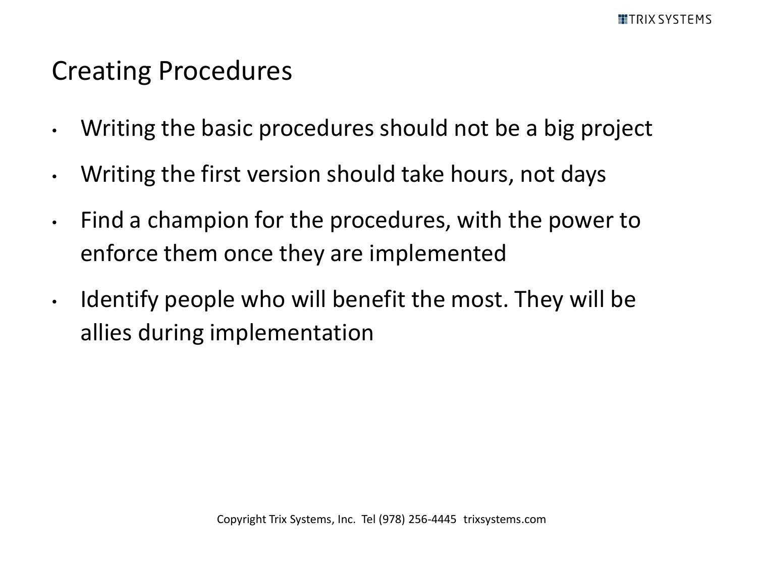# Creating Procedures

- Writing the basic procedures should not be a big project
- Writing the first version should take hours, not days
- Find a champion for the procedures, with the power to enforce them once they are implemented
- Identify people who will benefit the most. They will be allies during implementation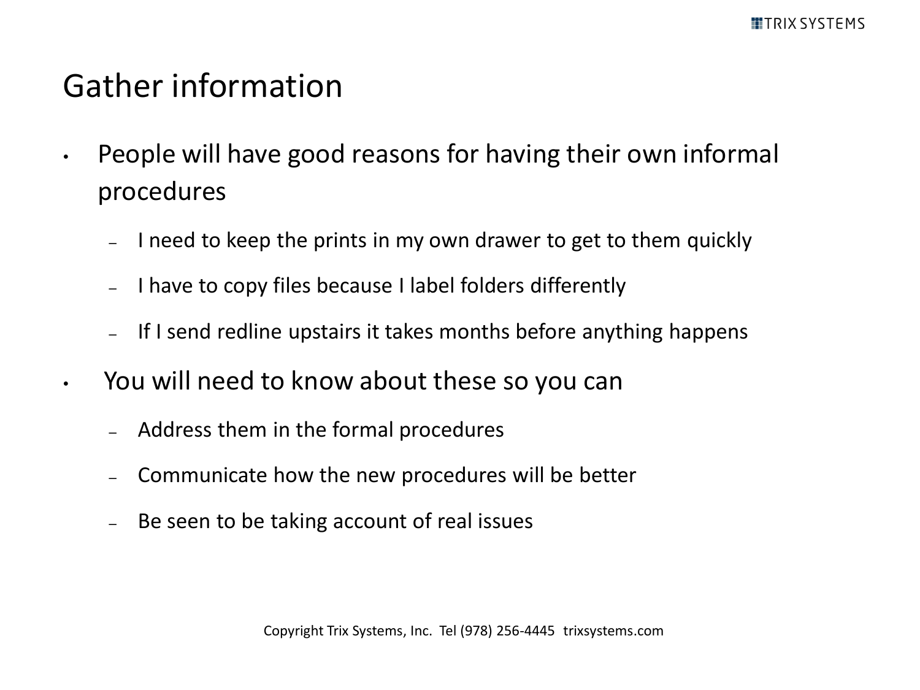# Gather information

- People will have good reasons for having their own informal procedures
  - I need to keep the prints in my own drawer to get to them quickly
  - I have to copy files because I label folders differently
  - If I send redline upstairs it takes months before anything happens
- You will need to know about these so you can
  - Address them in the formal procedures
  - Communicate how the new procedures will be better
  - Be seen to be taking account of real issues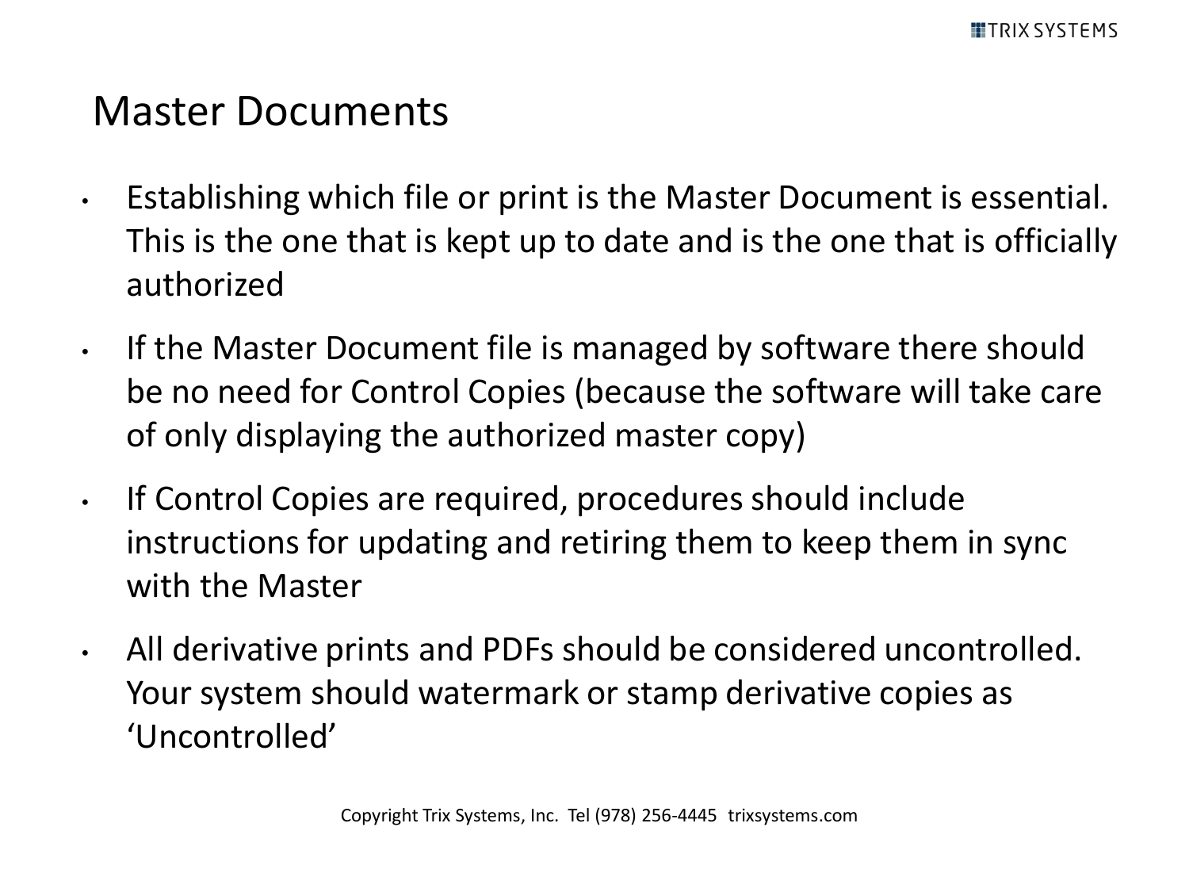# Master Documents

- Establishing which file or print is the Master Document is essential. This is the one that is kept up to date and is the one that is officially authorized
- If the Master Document file is managed by software there should be no need for Control Copies (because the software will take care of only displaying the authorized master copy)
- If Control Copies are required, procedures should include instructions for updating and retiring them to keep them in sync with the Master
- All derivative prints and PDFs should be considered uncontrolled. Your system should watermark or stamp derivative copies as 'Uncontrolled'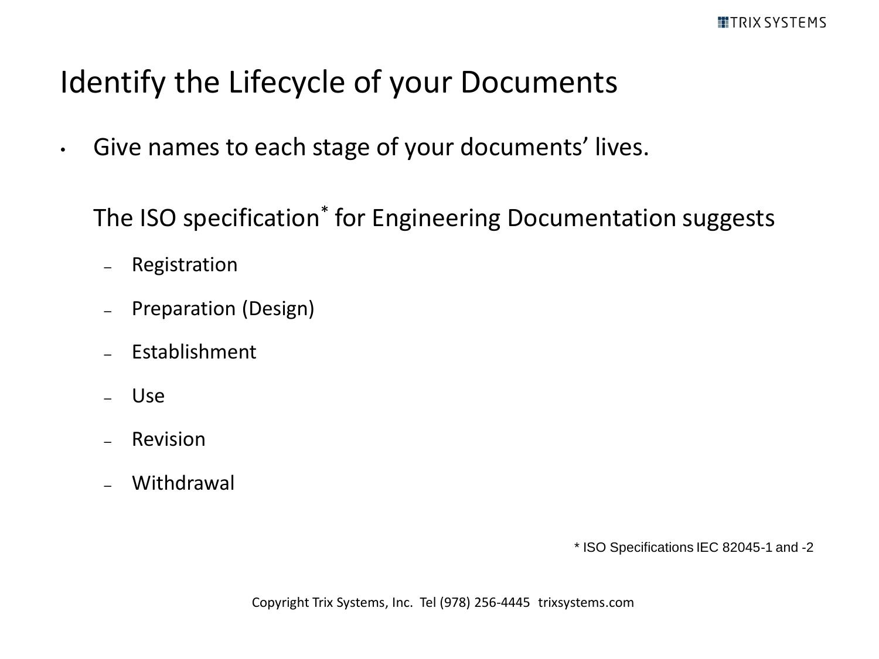# Identify the Lifecycle of your Documents

- Give names to each stage of your documents' lives.

  The ISO specification* for Engineering Documentation suggests

  - Registration
  - Preparation (Design)
  - Establishment
  - Use
  - Revision
  - Withdrawal

* ISO Specifications IEC 82045-1 and -2

Copyright Trix Systems, Inc. Tel (978) 256-4445 trixsystems.com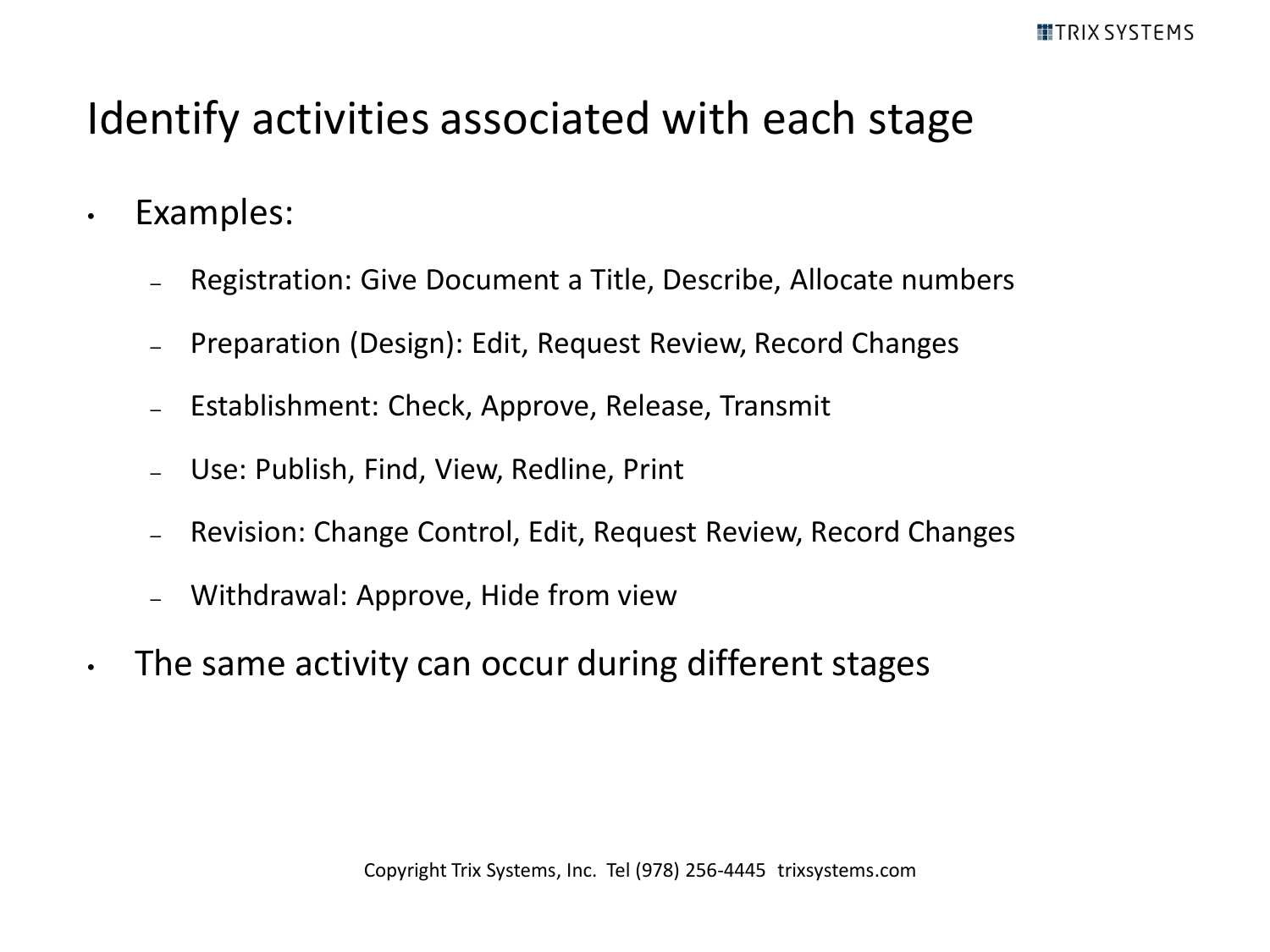# Identify activities associated with each stage

- Examples:
  - Registration: Give Document a Title, Describe, Allocate numbers
  - Preparation (Design): Edit, Request Review, Record Changes
  - Establishment: Check, Approve, Release, Transmit
  - Use: Publish, Find, View, Redline, Print
  - Revision: Change Control, Edit, Request Review, Record Changes
  - Withdrawal: Approve, Hide from view
- The same activity can occur during different stages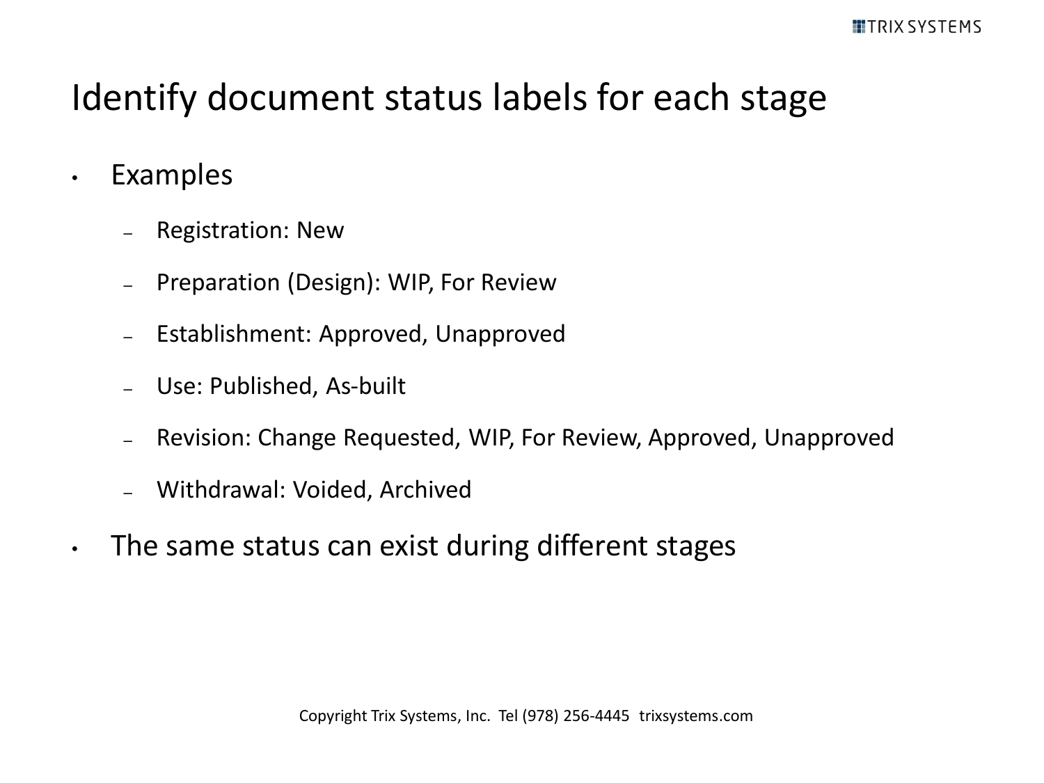# Identify document status labels for each stage

- Examples
  - Registration: New
  - Preparation (Design): WIP, For Review
  - Establishment: Approved, Unapproved
  - Use: Published, As-built
  - Revision: Change Requested, WIP, For Review, Approved, Unapproved
  - Withdrawal: Voided, Archived
- The same status can exist during different stages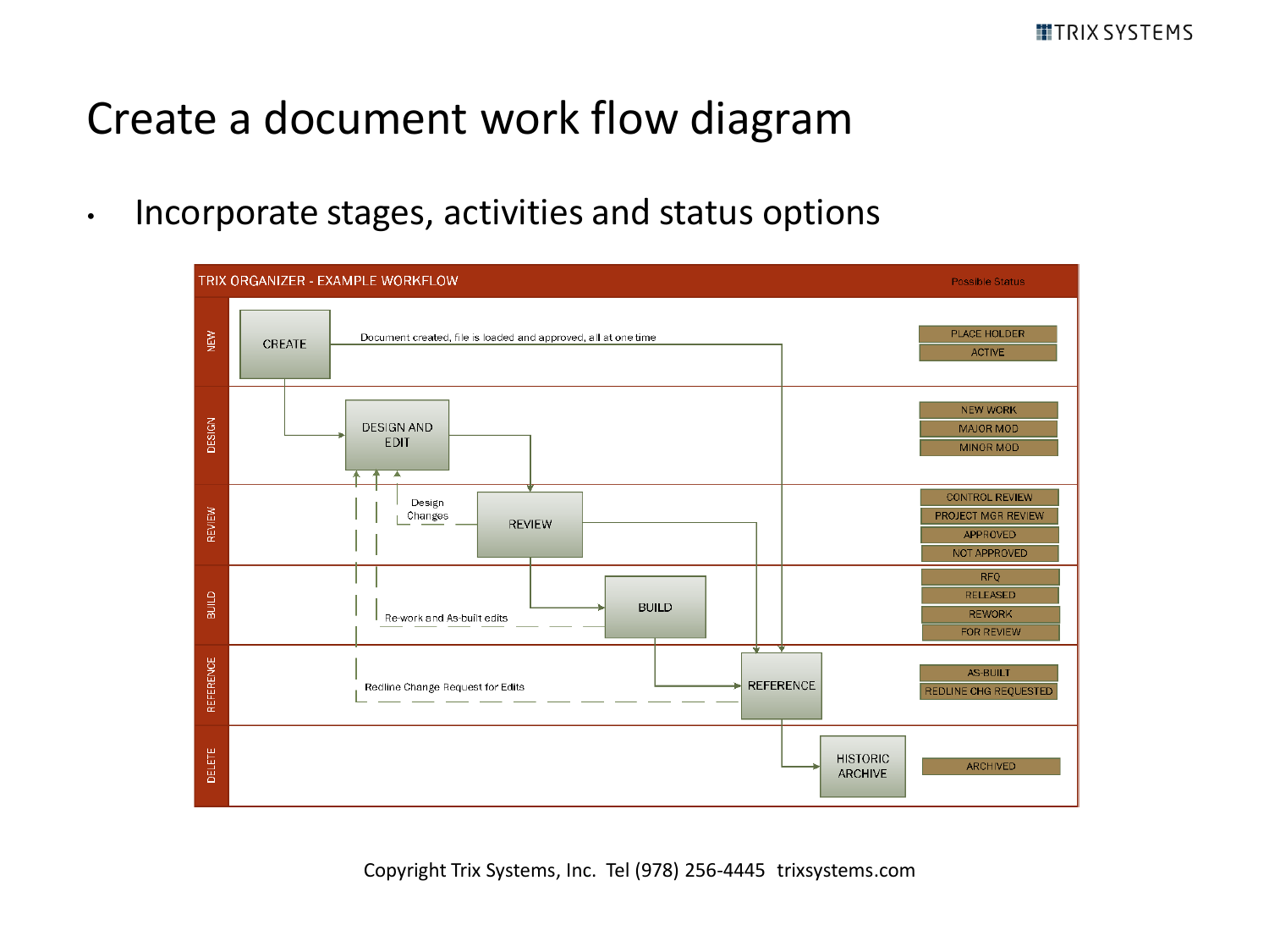# Create a document work flow diagram

- Incorporate stages, activities and status options

**TRIX ORGANIZER - EXAMPLE WORKFLOW**

| Stage | Activities | Possible Status |
|---|---|---|
| NEW | CREATE — Document created, file is loaded and approved, all at one time | PLACE HOLDER, ACTIVE |
| DESIGN | DESIGN AND EDIT | NEW WORK, MAJOR MOD, MINOR MOD |
| REVIEW | REVIEW — Design Changes | CONTROL REVIEW, PROJECT MGR REVIEW, APPROVED, NOT APPROVED |
| BUILD | BUILD — Re-work and As-built edits | RFQ, RELEASED, REWORK, FOR REVIEW |
| REFERENCE | REFERENCE — Redline Change Request for Edits | AS-BUILT, REDLINE CHG REQUESTED |
| DELETE | HISTORIC ARCHIVE | ARCHIVED |

Copyright Trix Systems, Inc. Tel (978) 256-4445 trixsystems.com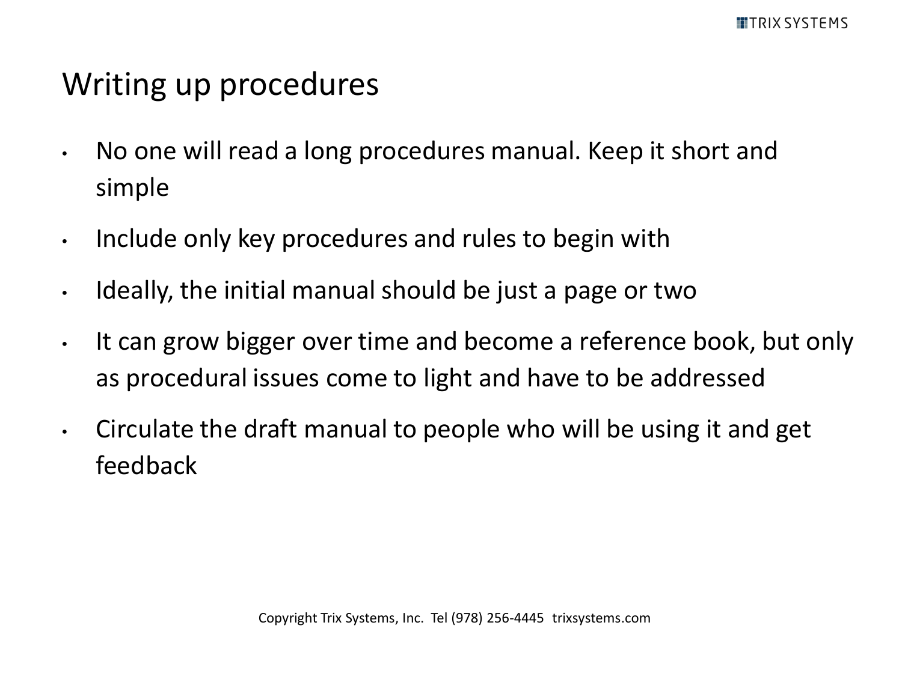# Writing up procedures

- No one will read a long procedures manual. Keep it short and simple
- Include only key procedures and rules to begin with
- Ideally, the initial manual should be just a page or two
- It can grow bigger over time and become a reference book, but only as procedural issues come to light and have to be addressed
- Circulate the draft manual to people who will be using it and get feedback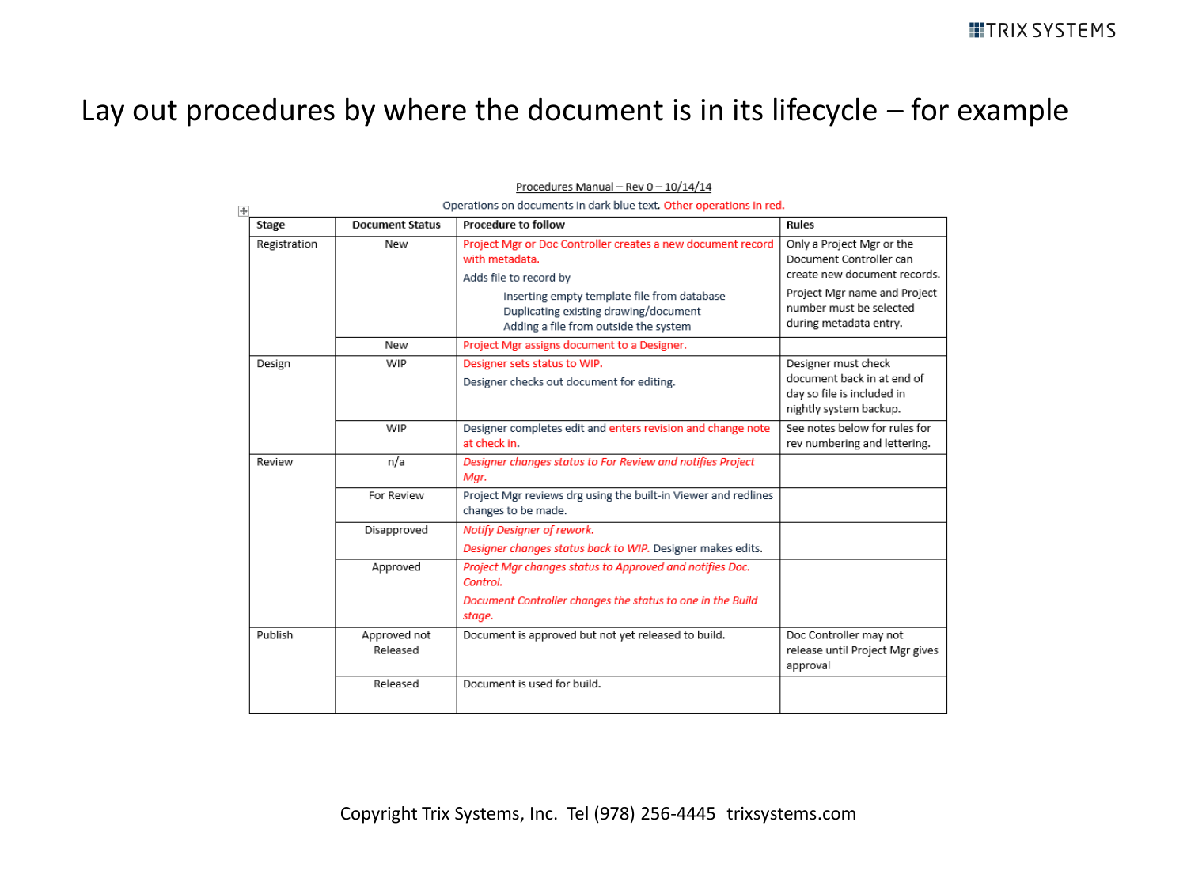# Lay out procedures by where the document is in its lifecycle – for example

Procedures Manual – Rev 0 – 10/14/14

Operations on documents in dark blue text. Other operations in red.

| Stage | Document Status | Procedure to follow | Rules |
|---|---|---|---|
| Registration | New | Project Mgr or Doc Controller creates a new document record with metadata.<br>Adds file to record by<br>Inserting empty template file from database<br>Duplicating existing drawing/document<br>Adding a file from outside the system | Only a Project Mgr or the Document Controller can create new document records.<br>Project Mgr name and Project number must be selected during metadata entry. |
| | New | Project Mgr assigns document to a Designer. | |
| Design | WIP | Designer sets status to WIP.<br>Designer checks out document for editing. | Designer must check document back in at end of day so file is included in nightly system backup. |
| | WIP | Designer completes edit and enters revision and change note at check in. | See notes below for rules for rev numbering and lettering. |
| Review | n/a | *Designer changes status to For Review and notifies Project Mgr.* | |
| | For Review | Project Mgr reviews drg using the built-in Viewer and redlines changes to be made. | |
| | Disapproved | *Notify Designer of rework.*<br>*Designer changes status back to WIP.* Designer makes edits. | |
| | Approved | *Project Mgr changes status to Approved and notifies Doc. Control.*<br>*Document Controller changes the status to one in the Build stage.* | |
| Publish | Approved not Released | Document is approved but not yet released to build. | Doc Controller may not release until Project Mgr gives approval |
| | Released | Document is used for build. | |

Copyright Trix Systems, Inc. Tel (978) 256-4445 trixsystems.com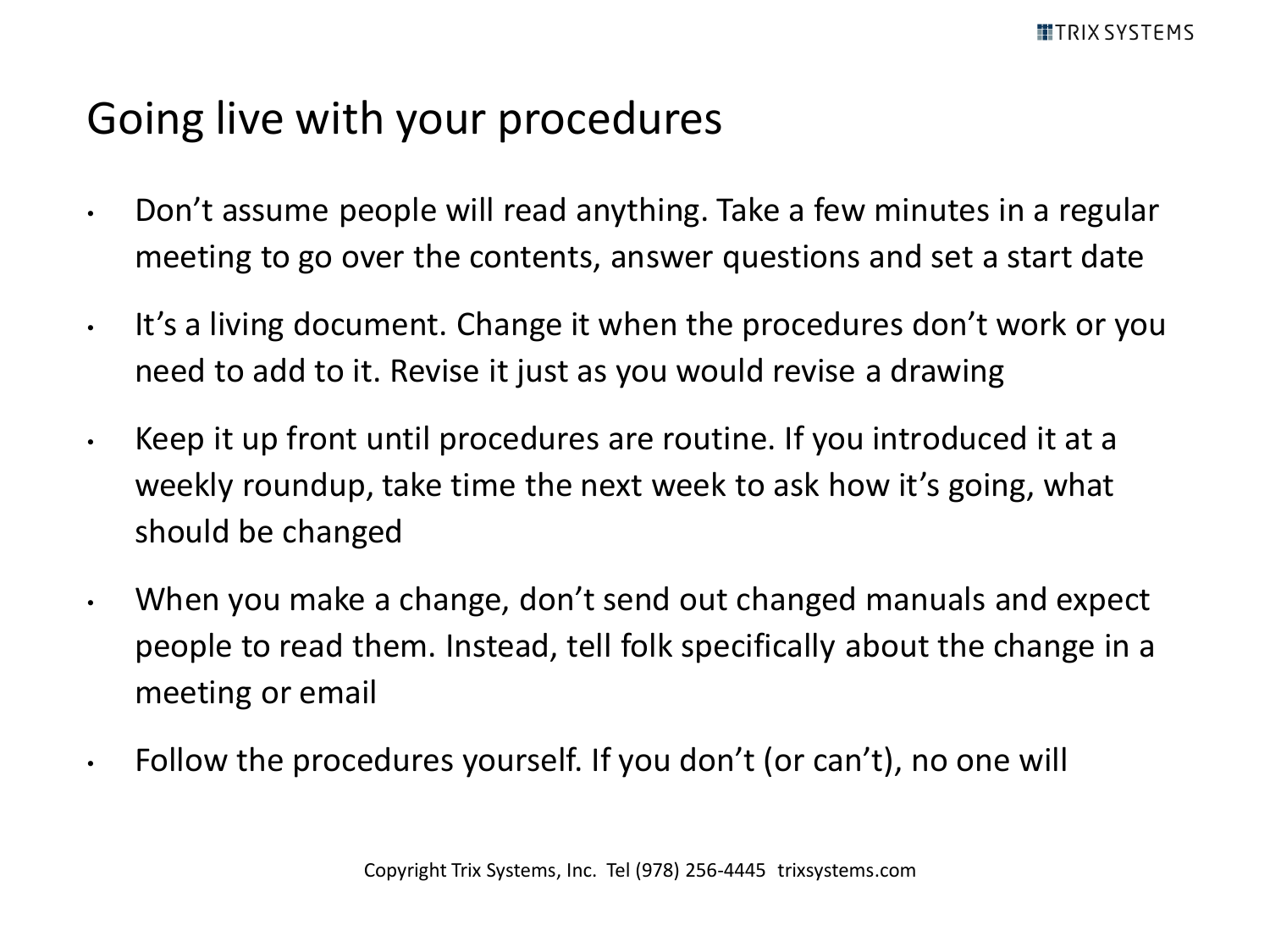# Going live with your procedures

- Don’t assume people will read anything. Take a few minutes in a regular meeting to go over the contents, answer questions and set a start date
- It’s a living document. Change it when the procedures don’t work or you need to add to it. Revise it just as you would revise a drawing
- Keep it up front until procedures are routine. If you introduced it at a weekly roundup, take time the next week to ask how it’s going, what should be changed
- When you make a change, don’t send out changed manuals and expect people to read them. Instead, tell folk specifically about the change in a meeting or email
- Follow the procedures yourself. If you don’t (or can’t), no one will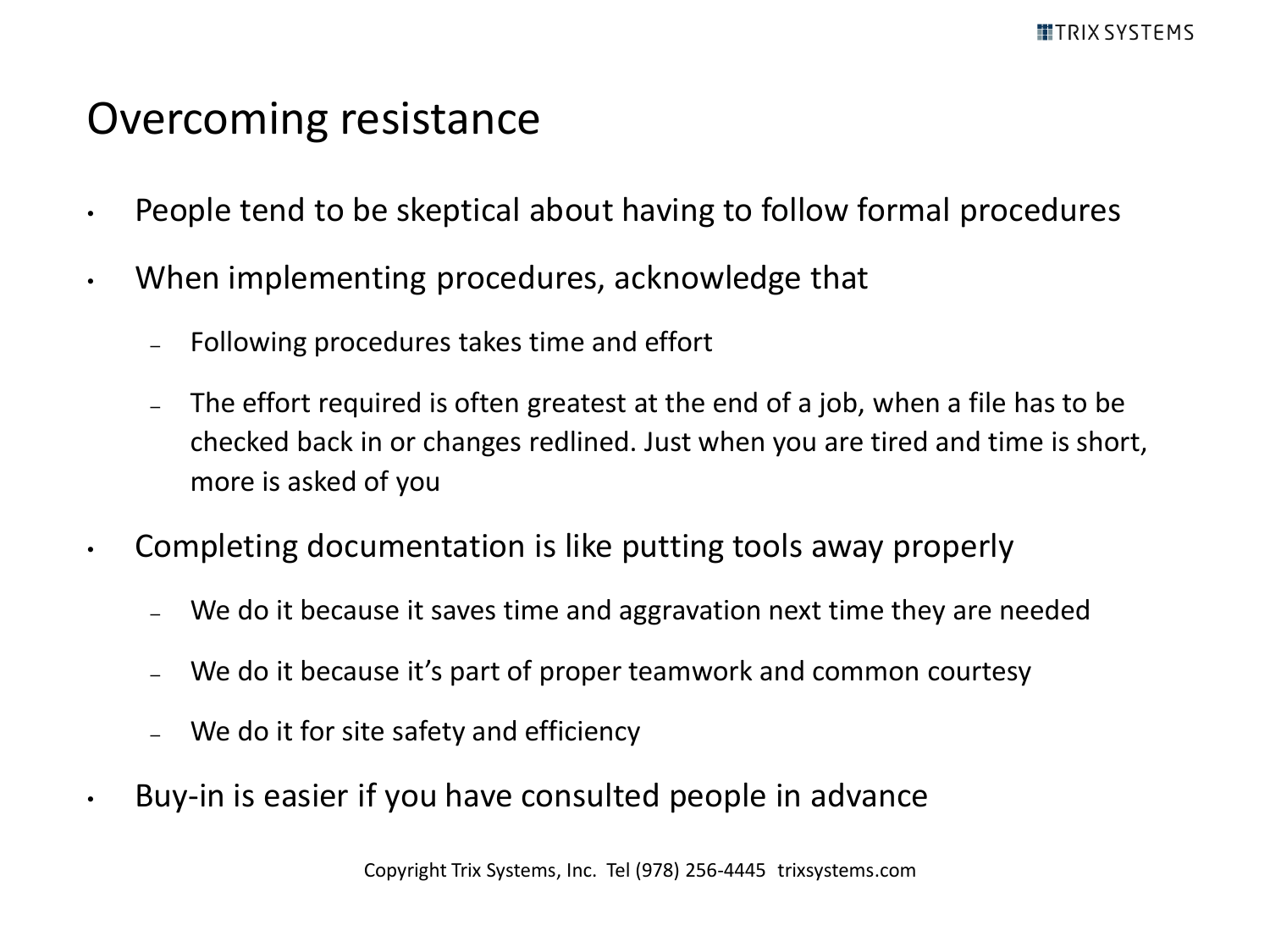# Overcoming resistance

- People tend to be skeptical about having to follow formal procedures
- When implementing procedures, acknowledge that
  - Following procedures takes time and effort
  - The effort required is often greatest at the end of a job, when a file has to be checked back in or changes redlined. Just when you are tired and time is short, more is asked of you
- Completing documentation is like putting tools away properly
  - We do it because it saves time and aggravation next time they are needed
  - We do it because it's part of proper teamwork and common courtesy
  - We do it for site safety and efficiency
- Buy-in is easier if you have consulted people in advance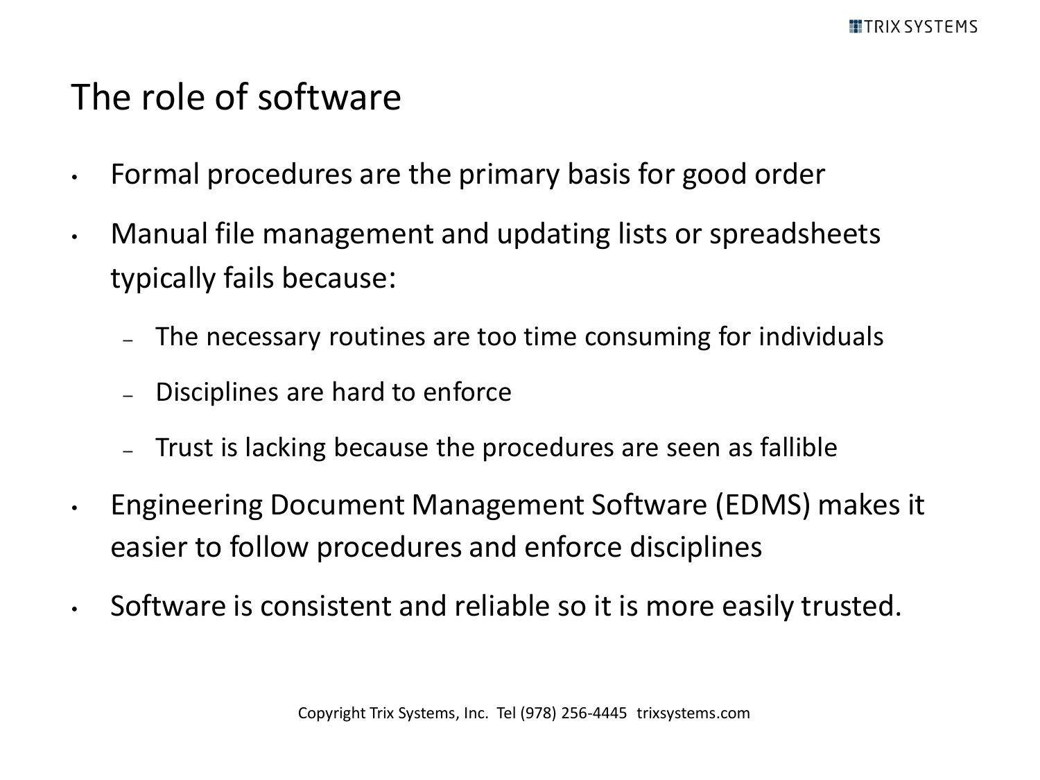# The role of software

- Formal procedures are the primary basis for good order
- Manual file management and updating lists or spreadsheets typically fails because:
  - The necessary routines are too time consuming for individuals
  - Disciplines are hard to enforce
  - Trust is lacking because the procedures are seen as fallible
- Engineering Document Management Software (EDMS) makes it easier to follow procedures and enforce disciplines
- Software is consistent and reliable so it is more easily trusted.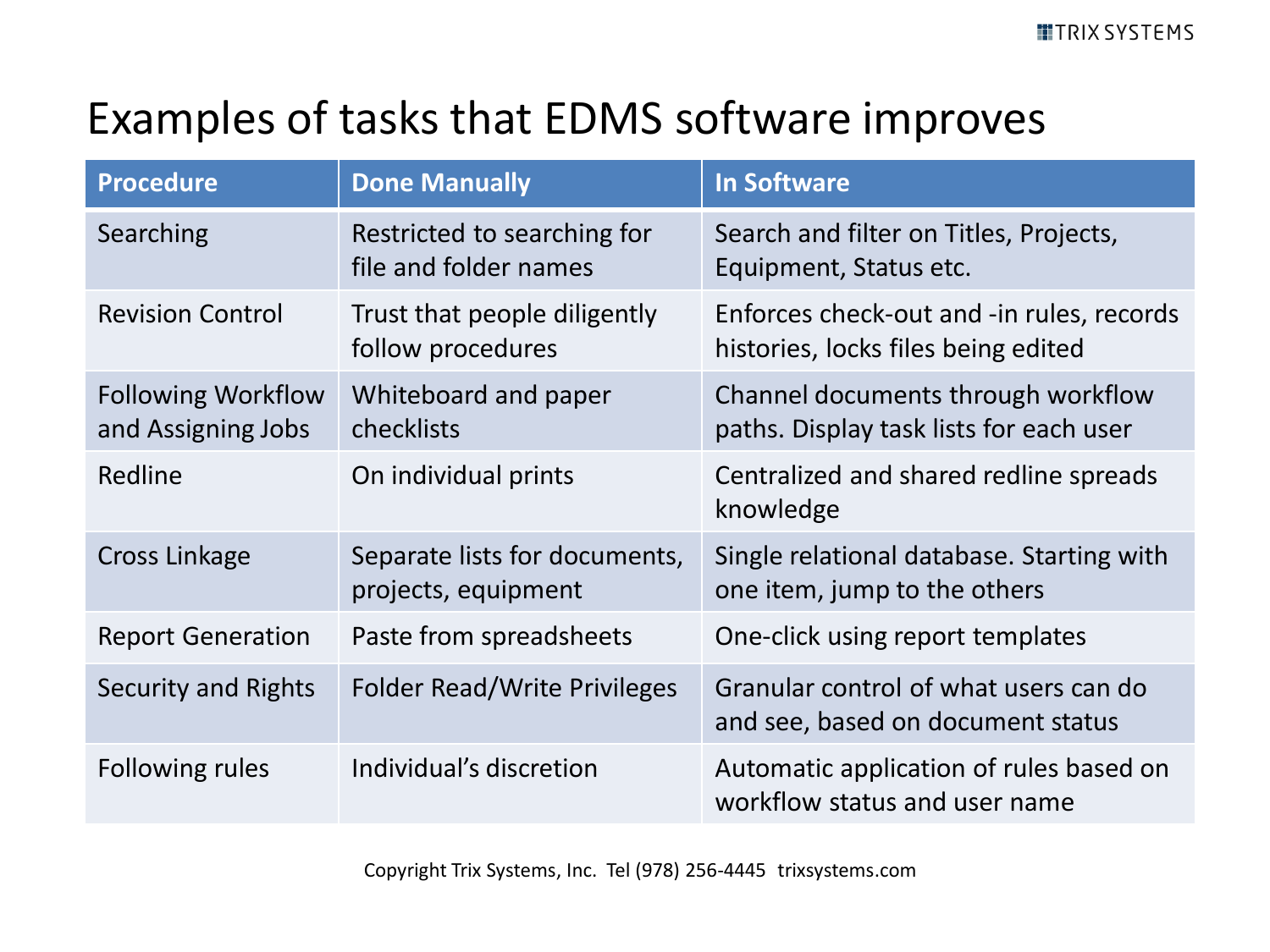# Examples of tasks that EDMS software improves

| Procedure | Done Manually | In Software |
|---|---|---|
| Searching | Restricted to searching for file and folder names | Search and filter on Titles, Projects, Equipment, Status etc. |
| Revision Control | Trust that people diligently follow procedures | Enforces check-out and -in rules, records histories, locks files being edited |
| Following Workflow and Assigning Jobs | Whiteboard and paper checklists | Channel documents through workflow paths. Display task lists for each user |
| Redline | On individual prints | Centralized and shared redline spreads knowledge |
| Cross Linkage | Separate lists for documents, projects, equipment | Single relational database. Starting with one item, jump to the others |
| Report Generation | Paste from spreadsheets | One-click using report templates |
| Security and Rights | Folder Read/Write Privileges | Granular control of what users can do and see, based on document status |
| Following rules | Individual's discretion | Automatic application of rules based on workflow status and user name |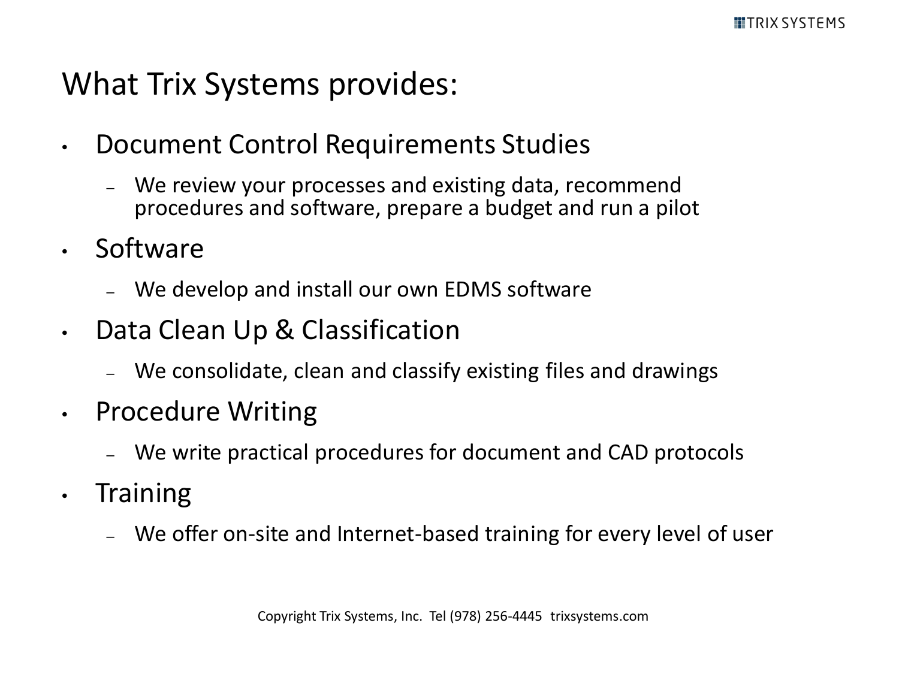# What Trix Systems provides:

- Document Control Requirements Studies
  - We review your processes and existing data, recommend procedures and software, prepare a budget and run a pilot
- Software
  - We develop and install our own EDMS software
- Data Clean Up & Classification
  - We consolidate, clean and classify existing files and drawings
- Procedure Writing
  - We write practical procedures for document and CAD protocols
- Training
  - We offer on-site and Internet-based training for every level of user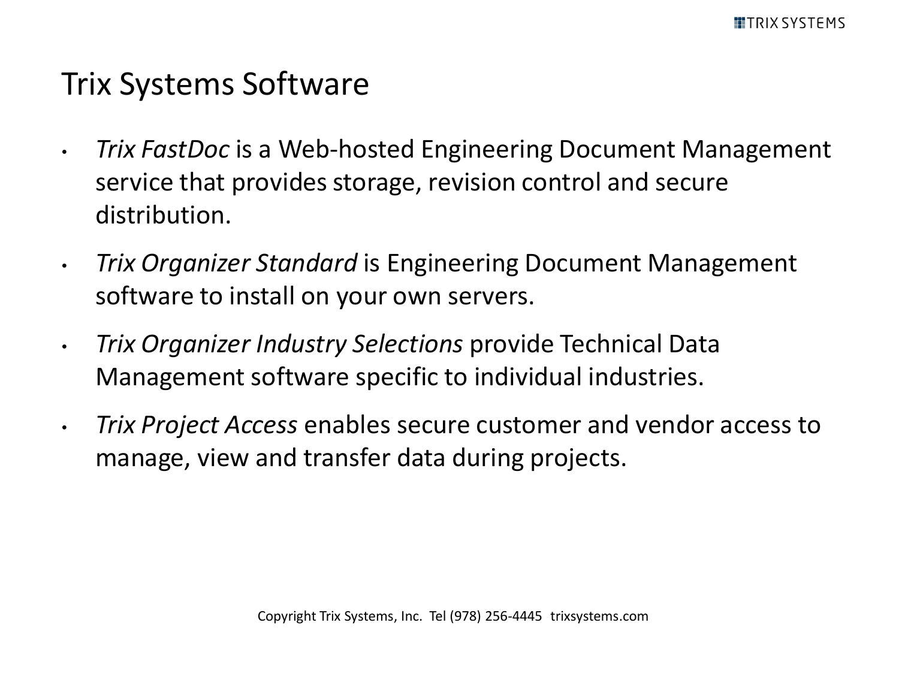# Trix Systems Software

- *Trix FastDoc* is a Web-hosted Engineering Document Management service that provides storage, revision control and secure distribution.
- *Trix Organizer Standard* is Engineering Document Management software to install on your own servers.
- *Trix Organizer Industry Selections* provide Technical Data Management software specific to individual industries.
- *Trix Project Access* enables secure customer and vendor access to manage, view and transfer data during projects.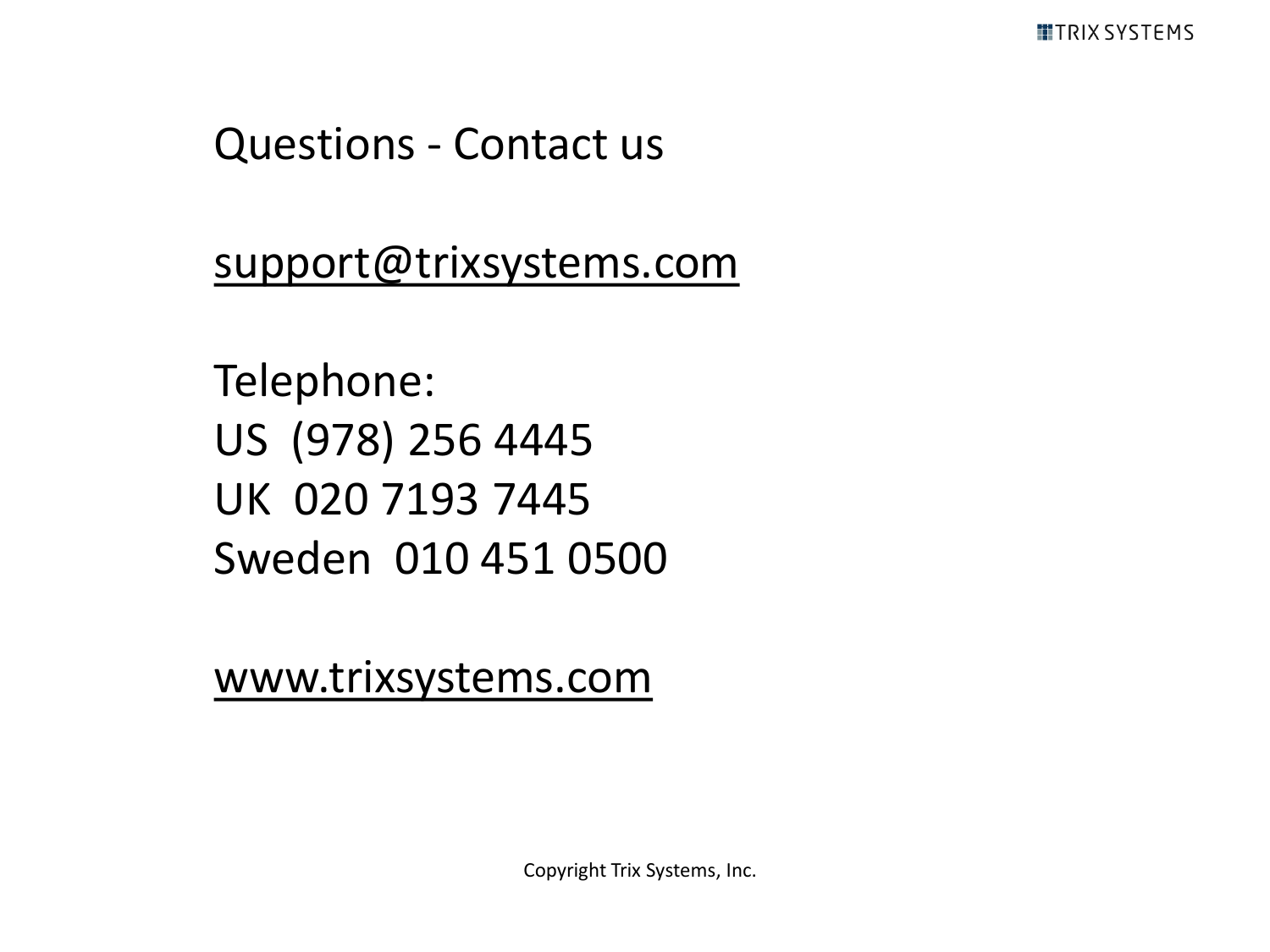# Questions - Contact us

support@trixsystems.com

Telephone:
US (978) 256 4445
UK 020 7193 7445
Sweden 010 451 0500

www.trixsystems.com